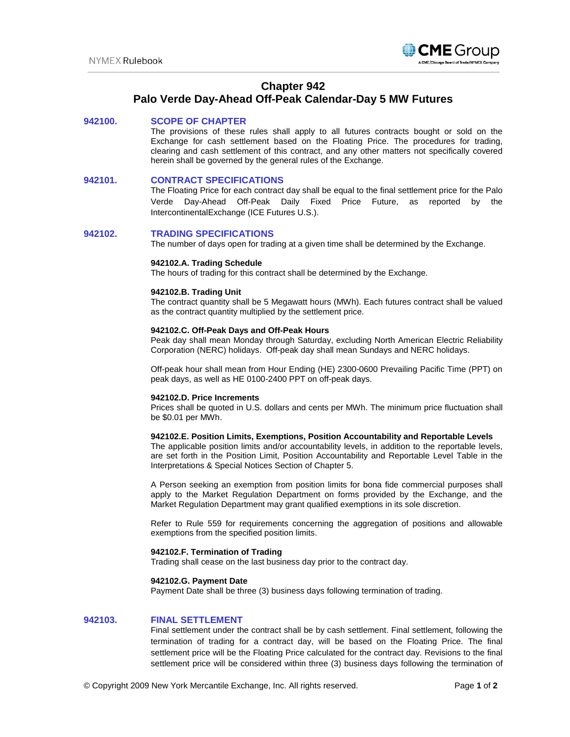# Chapter 942
# Palo Verde Day-Ahead Off-Peak Calendar-Day 5 MW Futures

## 942100. SCOPE OF CHAPTER

The provisions of these rules shall apply to all futures contracts bought or sold on the Exchange for cash settlement based on the Floating Price. The procedures for trading, clearing and cash settlement of this contract, and any other matters not specifically covered herein shall be governed by the general rules of the Exchange.

## 942101. CONTRACT SPECIFICATIONS

The Floating Price for each contract day shall be equal to the final settlement price for the Palo Verde Day-Ahead Off-Peak Daily Fixed Price Future, as reported by the IntercontinentalExchange (ICE Futures U.S.).

## 942102. TRADING SPECIFICATIONS

The number of days open for trading at a given time shall be determined by the Exchange.

**942102.A. Trading Schedule**

The hours of trading for this contract shall be determined by the Exchange.

**942102.B. Trading Unit**

The contract quantity shall be 5 Megawatt hours (MWh). Each futures contract shall be valued as the contract quantity multiplied by the settlement price.

**942102.C. Off-Peak Days and Off-Peak Hours**

Peak day shall mean Monday through Saturday, excluding North American Electric Reliability Corporation (NERC) holidays. Off-peak day shall mean Sundays and NERC holidays.

Off-peak hour shall mean from Hour Ending (HE) 2300-0600 Prevailing Pacific Time (PPT) on peak days, as well as HE 0100-2400 PPT on off-peak days.

**942102.D. Price Increments**

Prices shall be quoted in U.S. dollars and cents per MWh. The minimum price fluctuation shall be $0.01 per MWh.

**942102.E. Position Limits, Exemptions, Position Accountability and Reportable Levels**

The applicable position limits and/or accountability levels, in addition to the reportable levels, are set forth in the Position Limit, Position Accountability and Reportable Level Table in the Interpretations & Special Notices Section of Chapter 5.

A Person seeking an exemption from position limits for bona fide commercial purposes shall apply to the Market Regulation Department on forms provided by the Exchange, and the Market Regulation Department may grant qualified exemptions in its sole discretion.

Refer to Rule 559 for requirements concerning the aggregation of positions and allowable exemptions from the specified position limits.

**942102.F. Termination of Trading**

Trading shall cease on the last business day prior to the contract day.

**942102.G. Payment Date**

Payment Date shall be three (3) business days following termination of trading.

## 942103. FINAL SETTLEMENT

Final settlement under the contract shall be by cash settlement. Final settlement, following the termination of trading for a contract day, will be based on the Floating Price. The final settlement price will be the Floating Price calculated for the contract day. Revisions to the final settlement price will be considered within three (3) business days following the termination of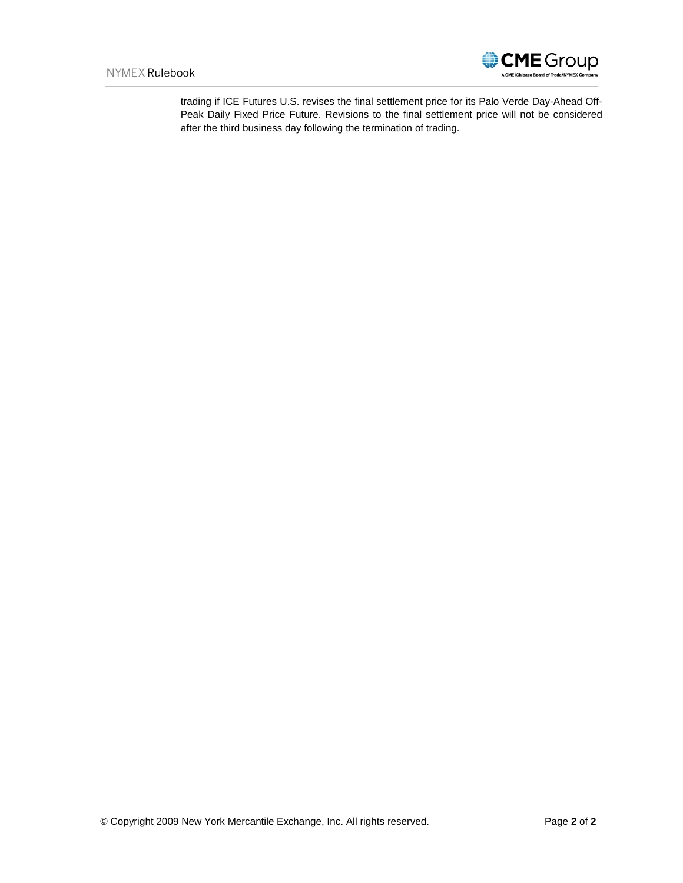trading if ICE Futures U.S. revises the final settlement price for its Palo Verde Day-Ahead Off-Peak Daily Fixed Price Future. Revisions to the final settlement price will not be considered after the third business day following the termination of trading.